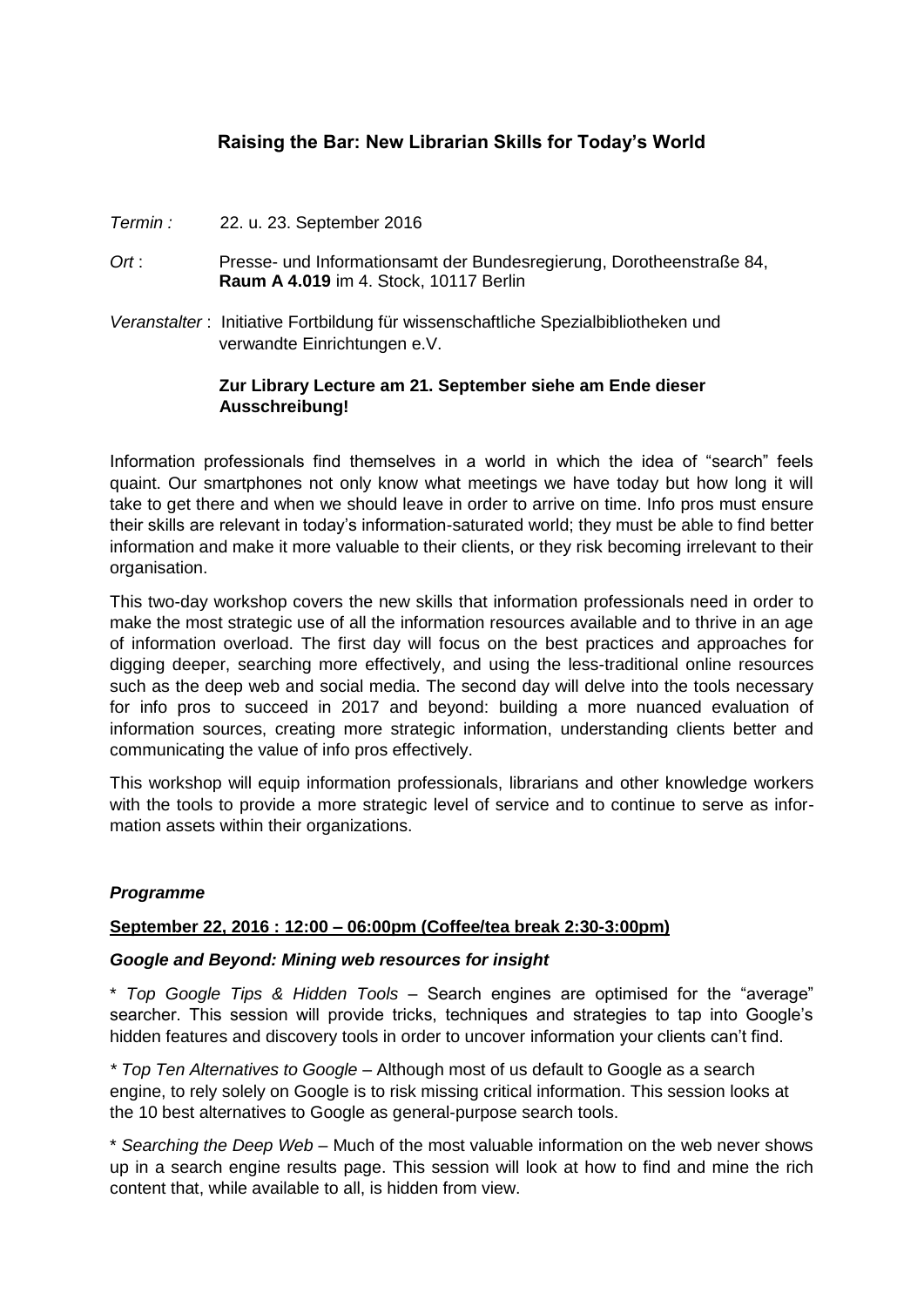## Raising the Bar: New Librarian Skills for Today's World

*Termin :* 22. u. 23. September 2016

*Ort* : Presse- und Informationsamt der Bundesregierung, Dorotheenstraße 84, **Raum A 4.019** im 4. Stock, 10117 Berlin

*Veranstalter* : Initiative Fortbildung für wissenschaftliche Spezialbibliotheken und verwandte Einrichtungen e.V.

**Zur Library Lecture am 21. September siehe am Ende dieser Ausschreibung!**

Information professionals find themselves in a world in which the idea of "search" feels quaint. Our smartphones not only know what meetings we have today but how long it will take to get there and when we should leave in order to arrive on time. Info pros must ensure their skills are relevant in today's information-saturated world; they must be able to find better information and make it more valuable to their clients, or they risk becoming irrelevant to their organisation.

This two-day workshop covers the new skills that information professionals need in order to make the most strategic use of all the information resources available and to thrive in an age of information overload. The first day will focus on the best practices and approaches for digging deeper, searching more effectively, and using the less-traditional online resources such as the deep web and social media. The second day will delve into the tools necessary for info pros to succeed in 2017 and beyond: building a more nuanced evaluation of information sources, creating more strategic information, understanding clients better and communicating the value of info pros effectively.

This workshop will equip information professionals, librarians and other knowledge workers with the tools to provide a more strategic level of service and to continue to serve as information assets within their organizations.

### *Programme*

**September 22, 2016 : 12:00 – 06:00pm (Coffee/tea break 2:30-3:00pm)**

***Google and Beyond: Mining web resources for insight***

\* *Top Google Tips & Hidden Tools* – Search engines are optimised for the "average" searcher. This session will provide tricks, techniques and strategies to tap into Google's hidden features and discovery tools in order to uncover information your clients can't find.

\* *Top Ten Alternatives to Google* – Although most of us default to Google as a search engine, to rely solely on Google is to risk missing critical information. This session looks at the 10 best alternatives to Google as general-purpose search tools.

\* *Searching the Deep Web* – Much of the most valuable information on the web never shows up in a search engine results page. This session will look at how to find and mine the rich content that, while available to all, is hidden from view.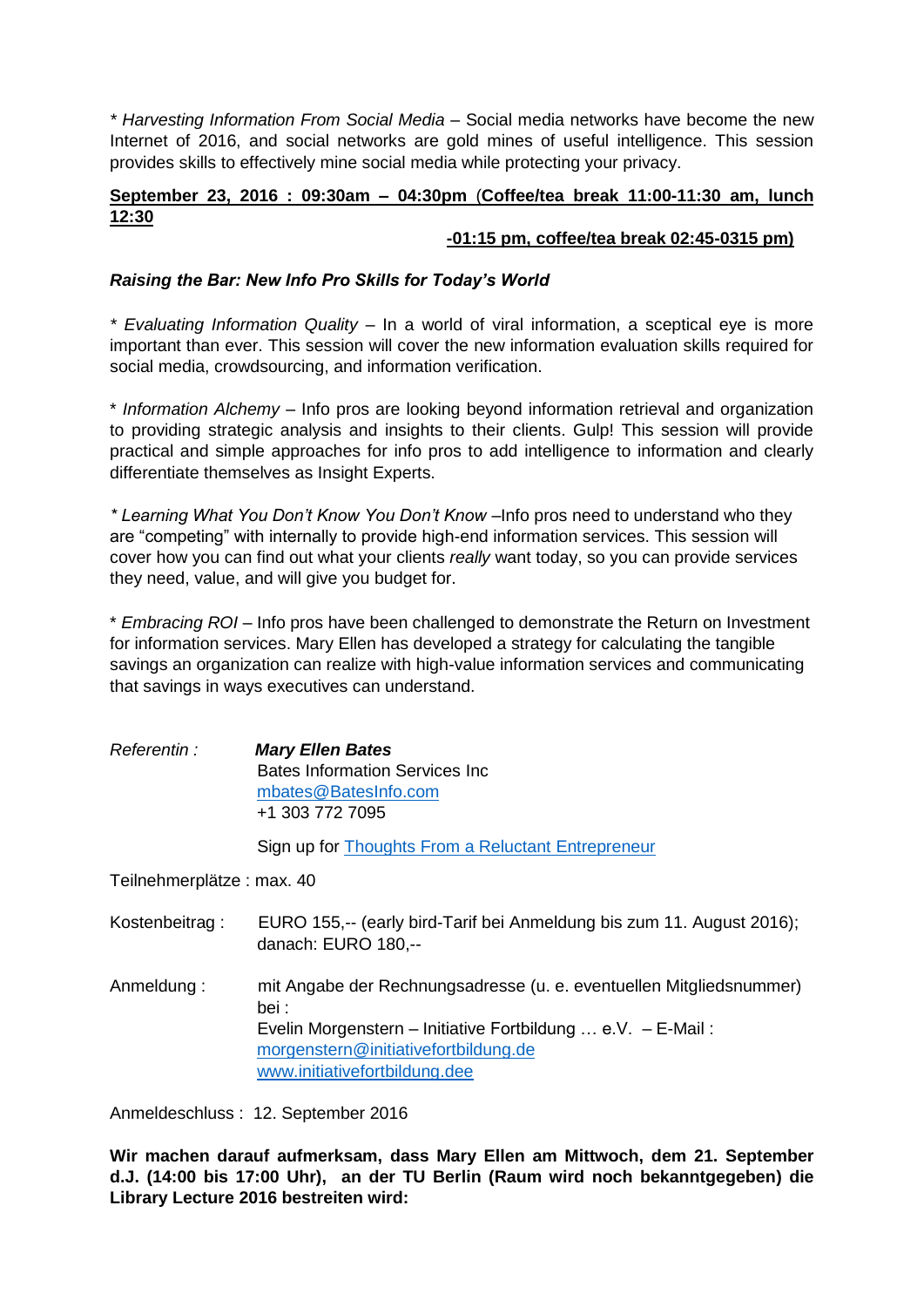*\* Harvesting Information From Social Media* – Social media networks have become the new Internet of 2016, and social networks are gold mines of useful intelligence. This session provides skills to effectively mine social media while protecting your privacy.

**<u>September 23, 2016 : 09:30am – 04:30pm (Coffee/tea break 11:00-11:30 am, lunch 12:30 -01:15 pm, coffee/tea break 02:45-0315 pm)</u>**

***Raising the Bar: New Info Pro Skills for Today's World***

\* *Evaluating Information Quality* – In a world of viral information, a sceptical eye is more important than ever. This session will cover the new information evaluation skills required for social media, crowdsourcing, and information verification.

\* *Information Alchemy* – Info pros are looking beyond information retrieval and organization to providing strategic analysis and insights to their clients. Gulp! This session will provide practical and simple approaches for info pros to add intelligence to information and clearly differentiate themselves as Insight Experts.

*\* Learning What You Don't Know You Don't Know* –Info pros need to understand who they are "competing" with internally to provide high-end information services. This session will cover how you can find out what your clients *really* want today, so you can provide services they need, value, and will give you budget for.

\* *Embracing ROI* – Info pros have been challenged to demonstrate the Return on Investment for information services. Mary Ellen has developed a strategy for calculating the tangible savings an organization can realize with high-value information services and communicating that savings in ways executives can understand.

*Referentin :* ***Mary Ellen Bates***
Bates Information Services Inc
mbates@BatesInfo.com
+1 303 772 7095

Sign up for Thoughts From a Reluctant Entrepreneur

Teilnehmerplätze : max. 40

Kostenbeitrag : EURO 155,-- (early bird-Tarif bei Anmeldung bis zum 11. August 2016); danach: EURO 180,--

Anmeldung : mit Angabe der Rechnungsadresse (u. e. eventuellen Mitgliedsnummer) bei :
Evelin Morgenstern – Initiative Fortbildung … e.V. – E-Mail : morgenstern@initiativefortbildung.de
www.initiativefortbildung.dee

Anmeldeschluss : 12. September 2016

**Wir machen darauf aufmerksam, dass Mary Ellen am Mittwoch, dem 21. September d.J. (14:00 bis 17:00 Uhr), an der TU Berlin (Raum wird noch bekanntgegeben) die Library Lecture 2016 bestreiten wird:**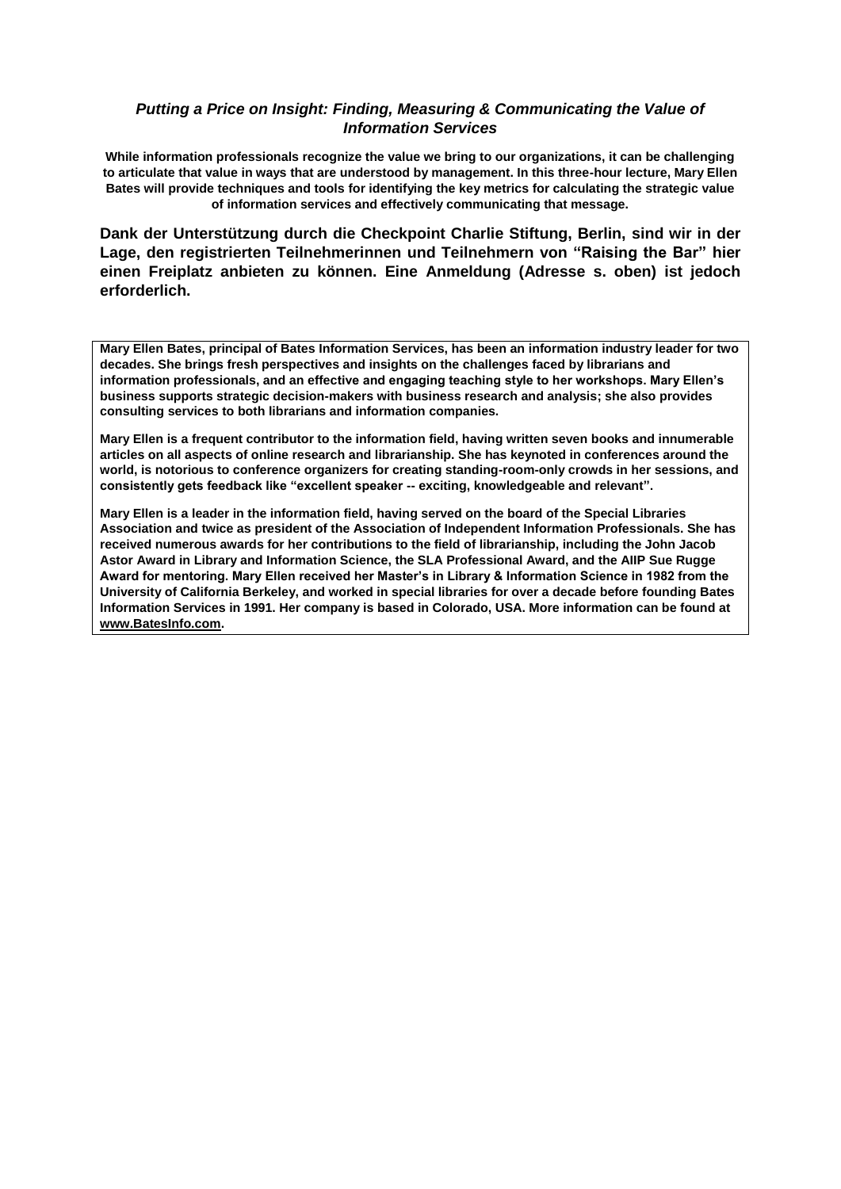### *Putting a Price on Insight: Finding, Measuring & Communicating the Value of Information Services*

**While information professionals recognize the value we bring to our organizations, it can be challenging to articulate that value in ways that are understood by management. In this three-hour lecture, Mary Ellen Bates will provide techniques and tools for identifying the key metrics for calculating the strategic value of information services and effectively communicating that message.**

**Dank der Unterstützung durch die Checkpoint Charlie Stiftung, Berlin, sind wir in der Lage, den registrierten Teilnehmerinnen und Teilnehmern von "Raising the Bar" hier einen Freiplatz anbieten zu können. Eine Anmeldung (Adresse s. oben) ist jedoch erforderlich.**

**Mary Ellen Bates, principal of Bates Information Services, has been an information industry leader for two decades. She brings fresh perspectives and insights on the challenges faced by librarians and information professionals, and an effective and engaging teaching style to her workshops. Mary Ellen's business supports strategic decision-makers with business research and analysis; she also provides consulting services to both librarians and information companies.**

**Mary Ellen is a frequent contributor to the information field, having written seven books and innumerable articles on all aspects of online research and librarianship. She has keynoted in conferences around the world, is notorious to conference organizers for creating standing-room-only crowds in her sessions, and consistently gets feedback like "excellent speaker -- exciting, knowledgeable and relevant".**

**Mary Ellen is a leader in the information field, having served on the board of the Special Libraries Association and twice as president of the Association of Independent Information Professionals. She has received numerous awards for her contributions to the field of librarianship, including the John Jacob Astor Award in Library and Information Science, the SLA Professional Award, and the AIIP Sue Rugge Award for mentoring. Mary Ellen received her Master's in Library & Information Science in 1982 from the University of California Berkeley, and worked in special libraries for over a decade before founding Bates Information Services in 1991. Her company is based in Colorado, USA. More information can be found at www.BatesInfo.com.**